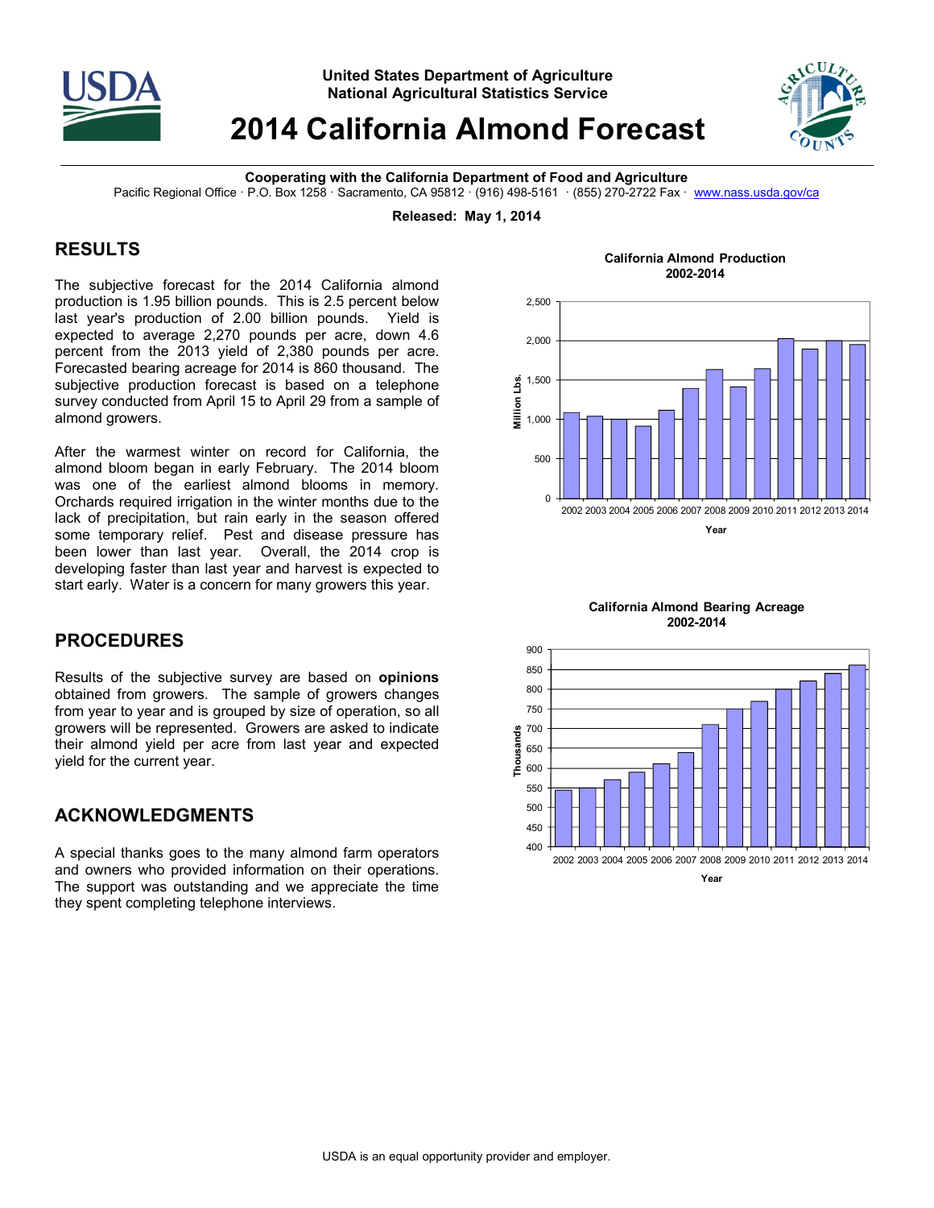United States Department of Agriculture
National Agricultural Statistics Service

# 2014 California Almond Forecast

**Cooperating with the California Department of Food and Agriculture**
Pacific Regional Office · P.O. Box 1258 · Sacramento, CA 95812 · (916) 498-5161 · (855) 270-2722 Fax · www.nass.usda.gov/ca

**Released: May 1, 2014**

## RESULTS

The subjective forecast for the 2014 California almond production is 1.95 billion pounds. This is 2.5 percent below last year's production of 2.00 billion pounds. Yield is expected to average 2,270 pounds per acre, down 4.6 percent from the 2013 yield of 2,380 pounds per acre. Forecasted bearing acreage for 2014 is 860 thousand. The subjective production forecast is based on a telephone survey conducted from April 15 to April 29 from a sample of almond growers.

After the warmest winter on record for California, the almond bloom began in early February. The 2014 bloom was one of the earliest almond blooms in memory. Orchards required irrigation in the winter months due to the lack of precipitation, but rain early in the season offered some temporary relief. Pest and disease pressure has been lower than last year. Overall, the 2014 crop is developing faster than last year and harvest is expected to start early. Water is a concern for many growers this year.

## PROCEDURES

Results of the subjective survey are based on **opinions** obtained from growers. The sample of growers changes from year to year and is grouped by size of operation, so all growers will be represented. Growers are asked to indicate their almond yield per acre from last year and expected yield for the current year.

## ACKNOWLEDGMENTS

A special thanks goes to the many almond farm operators and owners who provided information on their operations. The support was outstanding and we appreciate the time they spent completing telephone interviews.

**California Almond Production 2002-2014**

**California Almond Bearing Acreage 2002-2014**

USDA is an equal opportunity provider and employer.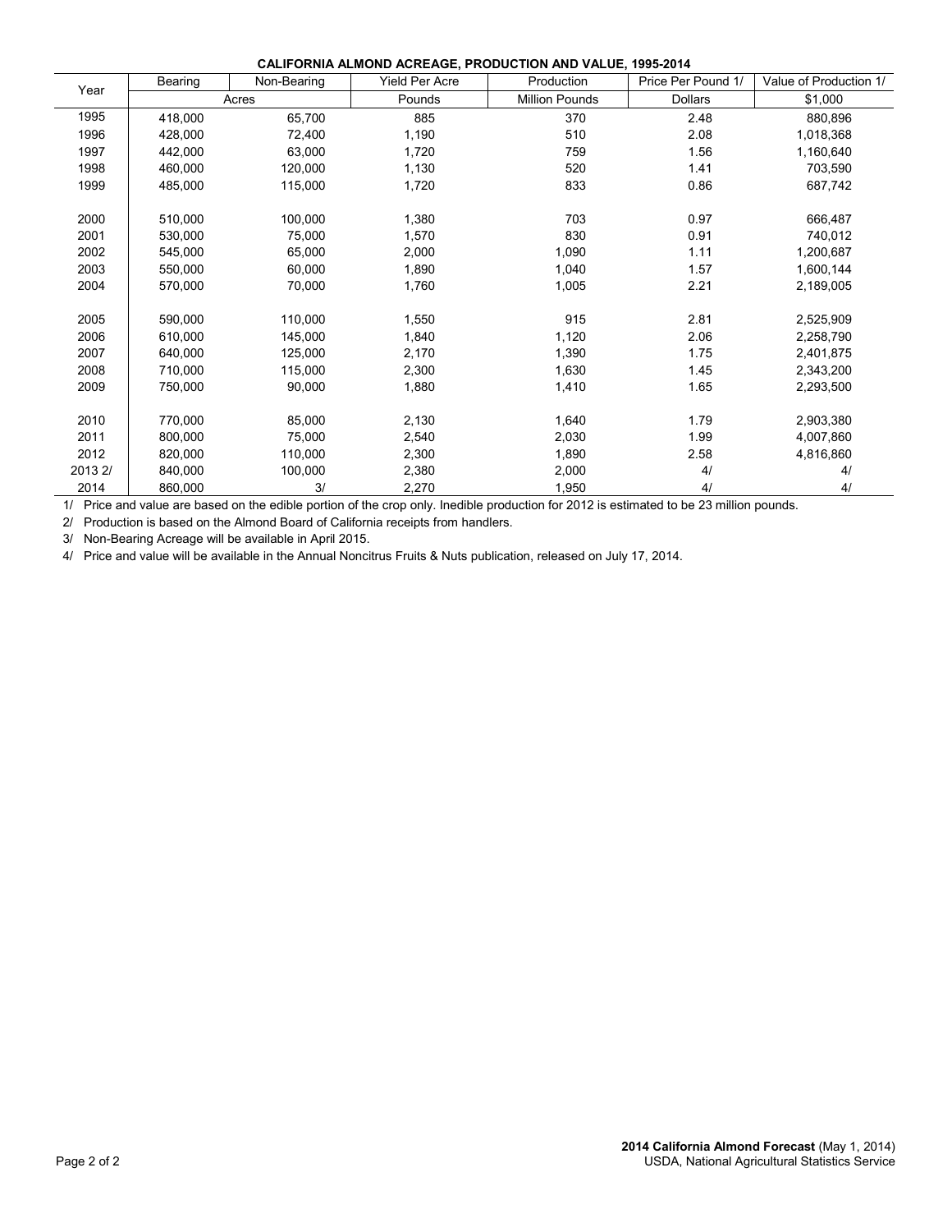**CALIFORNIA ALMOND ACREAGE, PRODUCTION AND VALUE, 1995-2014**

| Year | Bearing | Non-Bearing | Yield Per Acre | Production | Price Per Pound 1/ | Value of Production 1/ |
|---|---|---|---|---|---|---|
| | Acres | | Pounds | Million Pounds | Dollars | $1,000 |
| 1995 | 418,000 | 65,700 | 885 | 370 | 2.48 | 880,896 |
| 1996 | 428,000 | 72,400 | 1,190 | 510 | 2.08 | 1,018,368 |
| 1997 | 442,000 | 63,000 | 1,720 | 759 | 1.56 | 1,160,640 |
| 1998 | 460,000 | 120,000 | 1,130 | 520 | 1.41 | 703,590 |
| 1999 | 485,000 | 115,000 | 1,720 | 833 | 0.86 | 687,742 |
| 2000 | 510,000 | 100,000 | 1,380 | 703 | 0.97 | 666,487 |
| 2001 | 530,000 | 75,000 | 1,570 | 830 | 0.91 | 740,012 |
| 2002 | 545,000 | 65,000 | 2,000 | 1,090 | 1.11 | 1,200,687 |
| 2003 | 550,000 | 60,000 | 1,890 | 1,040 | 1.57 | 1,600,144 |
| 2004 | 570,000 | 70,000 | 1,760 | 1,005 | 2.21 | 2,189,005 |
| 2005 | 590,000 | 110,000 | 1,550 | 915 | 2.81 | 2,525,909 |
| 2006 | 610,000 | 145,000 | 1,840 | 1,120 | 2.06 | 2,258,790 |
| 2007 | 640,000 | 125,000 | 2,170 | 1,390 | 1.75 | 2,401,875 |
| 2008 | 710,000 | 115,000 | 2,300 | 1,630 | 1.45 | 2,343,200 |
| 2009 | 750,000 | 90,000 | 1,880 | 1,410 | 1.65 | 2,293,500 |
| 2010 | 770,000 | 85,000 | 2,130 | 1,640 | 1.79 | 2,903,380 |
| 2011 | 800,000 | 75,000 | 2,540 | 2,030 | 1.99 | 4,007,860 |
| 2012 | 820,000 | 110,000 | 2,300 | 1,890 | 2.58 | 4,816,860 |
| 2013 2/ | 840,000 | 100,000 | 2,380 | 2,000 | 4/ | 4/ |
| 2014 | 860,000 | 3/ | 2,270 | 1,950 | 4/ | 4/ |

1/ Price and value are based on the edible portion of the crop only. Inedible production for 2012 is estimated to be 23 million pounds.

2/ Production is based on the Almond Board of California receipts from handlers.

3/ Non-Bearing Acreage will be available in April 2015.

4/ Price and value will be available in the Annual Noncitrus Fruits & Nuts publication, released on July 17, 2014.